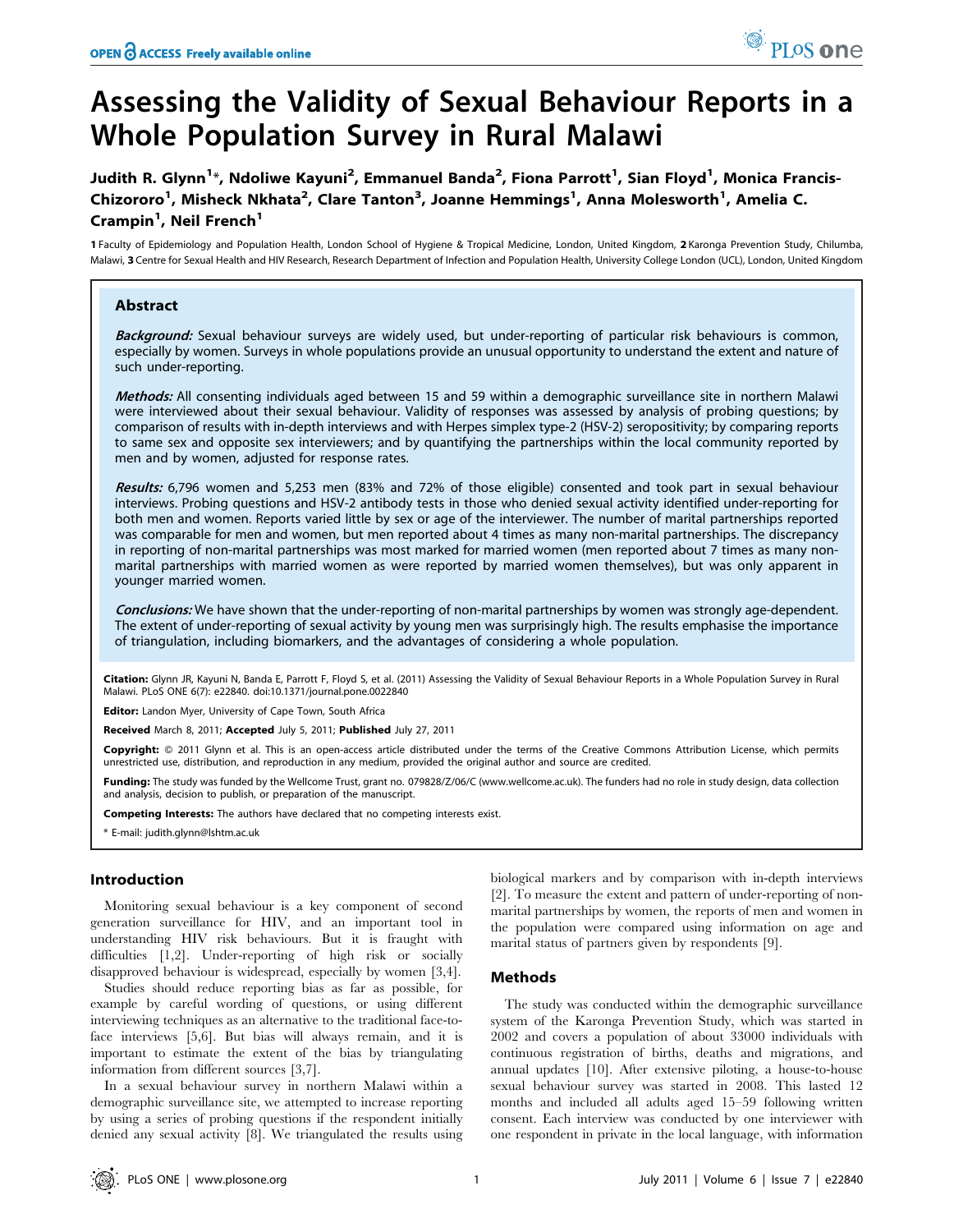# Assessing the Validity of Sexual Behaviour Reports in a Whole Population Survey in Rural Malawi

Judith R. Glynn[1]*, Ndoliwe Kayuni[2], Emmanuel Banda[2], Fiona Parrott[1], Sian Floyd[1], Monica Francis-Chizororo[1], Misheck Nkhata[2], Clare Tanton[3], Joanne Hemmings[1], Anna Molesworth[1], Amelia C. Crampin[1], Neil French[1]

1 Faculty of Epidemiology and Population Health, London School of Hygiene & Tropical Medicine, London, United Kingdom, 2 Karonga Prevention Study, Chilumba, Malawi, 3 Centre for Sexual Health and HIV Research, Research Department of Infection and Population Health, University College London (UCL), London, United Kingdom

## Abstract

***Background:*** Sexual behaviour surveys are widely used, but under-reporting of particular risk behaviours is common, especially by women. Surveys in whole populations provide an unusual opportunity to understand the extent and nature of such under-reporting.

***Methods:*** All consenting individuals aged between 15 and 59 within a demographic surveillance site in northern Malawi were interviewed about their sexual behaviour. Validity of responses was assessed by analysis of probing questions; by comparison of results with in-depth interviews and with Herpes simplex type-2 (HSV-2) seropositivity; by comparing reports to same sex and opposite sex interviewers; and by quantifying the partnerships within the local community reported by men and by women, adjusted for response rates.

***Results:*** 6,796 women and 5,253 men (83% and 72% of those eligible) consented and took part in sexual behaviour interviews. Probing questions and HSV-2 antibody tests in those who denied sexual activity identified under-reporting for both men and women. Reports varied little by sex or age of the interviewer. The number of marital partnerships reported was comparable for men and women, but men reported about 4 times as many non-marital partnerships. The discrepancy in reporting of non-marital partnerships was most marked for married women (men reported about 7 times as many non-marital partnerships with married women as were reported by married women themselves), but was only apparent in younger married women.

***Conclusions:*** We have shown that the under-reporting of non-marital partnerships by women was strongly age-dependent. The extent of under-reporting of sexual activity by young men was surprisingly high. The results emphasise the importance of triangulation, including biomarkers, and the advantages of considering a whole population.

**Citation:** Glynn JR, Kayuni N, Banda E, Parrott F, Floyd S, et al. (2011) Assessing the Validity of Sexual Behaviour Reports in a Whole Population Survey in Rural Malawi. PLoS ONE 6(7): e22840. doi:10.1371/journal.pone.0022840

**Editor:** Landon Myer, University of Cape Town, South Africa

**Received** March 8, 2011; **Accepted** July 5, 2011; **Published** July 27, 2011

**Copyright:** © 2011 Glynn et al. This is an open-access article distributed under the terms of the Creative Commons Attribution License, which permits unrestricted use, distribution, and reproduction in any medium, provided the original author and source are credited.

**Funding:** The study was funded by the Wellcome Trust, grant no. 079828/Z/06/C (www.wellcome.ac.uk). The funders had no role in study design, data collection and analysis, decision to publish, or preparation of the manuscript.

**Competing Interests:** The authors have declared that no competing interests exist.

\* E-mail: judith.glynn@lshtm.ac.uk

## Introduction

Monitoring sexual behaviour is a key component of second generation surveillance for HIV, and an important tool in understanding HIV risk behaviours. But it is fraught with difficulties [1,2]. Under-reporting of high risk or socially disapproved behaviour is widespread, especially by women [3,4].

Studies should reduce reporting bias as far as possible, for example by careful wording of questions, or using different interviewing techniques as an alternative to the traditional face-to-face interviews [5,6]. But bias will always remain, and it is important to estimate the extent of the bias by triangulating information from different sources [3,7].

In a sexual behaviour survey in northern Malawi within a demographic surveillance site, we attempted to increase reporting by using a series of probing questions if the respondent initially denied any sexual activity [8]. We triangulated the results using biological markers and by comparison with in-depth interviews [2]. To measure the extent and pattern of under-reporting of non-marital partnerships by women, the reports of men and women in the population were compared using information on age and marital status of partners given by respondents [9].

## Methods

The study was conducted within the demographic surveillance system of the Karonga Prevention Study, which was started in 2002 and covers a population of about 33000 individuals with continuous registration of births, deaths and migrations, and annual updates [10]. After extensive piloting, a house-to-house sexual behaviour survey was started in 2008. This lasted 12 months and included all adults aged 15–59 following written consent. Each interview was conducted by one interviewer with one respondent in private in the local language, with information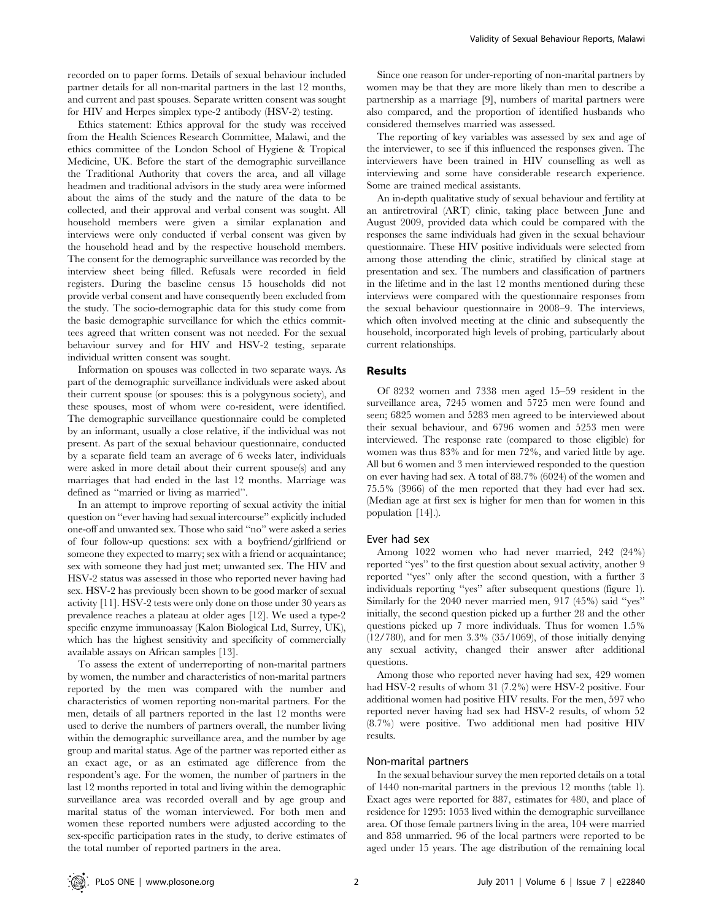recorded on to paper forms. Details of sexual behaviour included partner details for all non-marital partners in the last 12 months, and current and past spouses. Separate written consent was sought for HIV and Herpes simplex type-2 antibody (HSV-2) testing.

Ethics statement: Ethics approval for the study was received from the Health Sciences Research Committee, Malawi, and the ethics committee of the London School of Hygiene & Tropical Medicine, UK. Before the start of the demographic surveillance the Traditional Authority that covers the area, and all village headmen and traditional advisors in the study area were informed about the aims of the study and the nature of the data to be collected, and their approval and verbal consent was sought. All household members were given a similar explanation and interviews were only conducted if verbal consent was given by the household head and by the respective household members. The consent for the demographic surveillance was recorded by the interview sheet being filled. Refusals were recorded in field registers. During the baseline census 15 households did not provide verbal consent and have consequently been excluded from the study. The socio-demographic data for this study come from the basic demographic surveillance for which the ethics committees agreed that written consent was not needed. For the sexual behaviour survey and for HIV and HSV-2 testing, separate individual written consent was sought.

Information on spouses was collected in two separate ways. As part of the demographic surveillance individuals were asked about their current spouse (or spouses: this is a polygynous society), and these spouses, most of whom were co-resident, were identified. The demographic surveillance questionnaire could be completed by an informant, usually a close relative, if the individual was not present. As part of the sexual behaviour questionnaire, conducted by a separate field team an average of 6 weeks later, individuals were asked in more detail about their current spouse(s) and any marriages that had ended in the last 12 months. Marriage was defined as "married or living as married".

In an attempt to improve reporting of sexual activity the initial question on "ever having had sexual intercourse" explicitly included one-off and unwanted sex. Those who said "no" were asked a series of four follow-up questions: sex with a boyfriend/girlfriend or someone they expected to marry; sex with a friend or acquaintance; sex with someone they had just met; unwanted sex. The HIV and HSV-2 status was assessed in those who reported never having had sex. HSV-2 has previously been shown to be good marker of sexual activity [11]. HSV-2 tests were only done on those under 30 years as prevalence reaches a plateau at older ages [12]. We used a type-2 specific enzyme immunoassay (Kalon Biological Ltd, Surrey, UK), which has the highest sensitivity and specificity of commercially available assays on African samples [13].

To assess the extent of underreporting of non-marital partners by women, the number and characteristics of non-marital partners reported by the men was compared with the number and characteristics of women reporting non-marital partners. For the men, details of all partners reported in the last 12 months were used to derive the numbers of partners overall, the number living within the demographic surveillance area, and the number by age group and marital status. Age of the partner was reported either as an exact age, or as an estimated age difference from the respondent's age. For the women, the number of partners in the last 12 months reported in total and living within the demographic surveillance area was recorded overall and by age group and marital status of the woman interviewed. For both men and women these reported numbers were adjusted according to the sex-specific participation rates in the study, to derive estimates of the total number of reported partners in the area.

Since one reason for under-reporting of non-marital partners by women may be that they are more likely than men to describe a partnership as a marriage [9], numbers of marital partners were also compared, and the proportion of identified husbands who considered themselves married was assessed.

The reporting of key variables was assessed by sex and age of the interviewer, to see if this influenced the responses given. The interviewers have been trained in HIV counselling as well as interviewing and some have considerable research experience. Some are trained medical assistants.

An in-depth qualitative study of sexual behaviour and fertility at an antiretroviral (ART) clinic, taking place between June and August 2009, provided data which could be compared with the responses the same individuals had given in the sexual behaviour questionnaire. These HIV positive individuals were selected from among those attending the clinic, stratified by clinical stage at presentation and sex. The numbers and classification of partners in the lifetime and in the last 12 months mentioned during these interviews were compared with the questionnaire responses from the sexual behaviour questionnaire in 2008–9. The interviews, which often involved meeting at the clinic and subsequently the household, incorporated high levels of probing, particularly about current relationships.

## Results

Of 8232 women and 7338 men aged 15–59 resident in the surveillance area, 7245 women and 5725 men were found and seen; 6825 women and 5283 men agreed to be interviewed about their sexual behaviour, and 6796 women and 5253 men were interviewed. The response rate (compared to those eligible) for women was thus 83% and for men 72%, and varied little by age. All but 6 women and 3 men interviewed responded to the question on ever having had sex. A total of 88.7% (6024) of the women and 75.5% (3966) of the men reported that they had ever had sex. (Median age at first sex is higher for men than for women in this population [14].).

### Ever had sex

Among 1022 women who had never married, 242 (24%) reported "yes" to the first question about sexual activity, another 9 reported "yes" only after the second question, with a further 3 individuals reporting "yes" after subsequent questions (figure 1). Similarly for the 2040 never married men, 917 (45%) said "yes" initially, the second question picked up a further 28 and the other questions picked up 7 more individuals. Thus for women 1.5% (12/780), and for men 3.3% (35/1069), of those initially denying any sexual activity, changed their answer after additional questions.

Among those who reported never having had sex, 429 women had HSV-2 results of whom 31 (7.2%) were HSV-2 positive. Four additional women had positive HIV results. For the men, 597 who reported never having had sex had HSV-2 results, of whom 52 (8.7%) were positive. Two additional men had positive HIV results.

### Non-marital partners

In the sexual behaviour survey the men reported details on a total of 1440 non-marital partners in the previous 12 months (table 1). Exact ages were reported for 887, estimates for 480, and place of residence for 1295: 1053 lived within the demographic surveillance area. Of those female partners living in the area, 104 were married and 858 unmarried. 96 of the local partners were reported to be aged under 15 years. The age distribution of the remaining local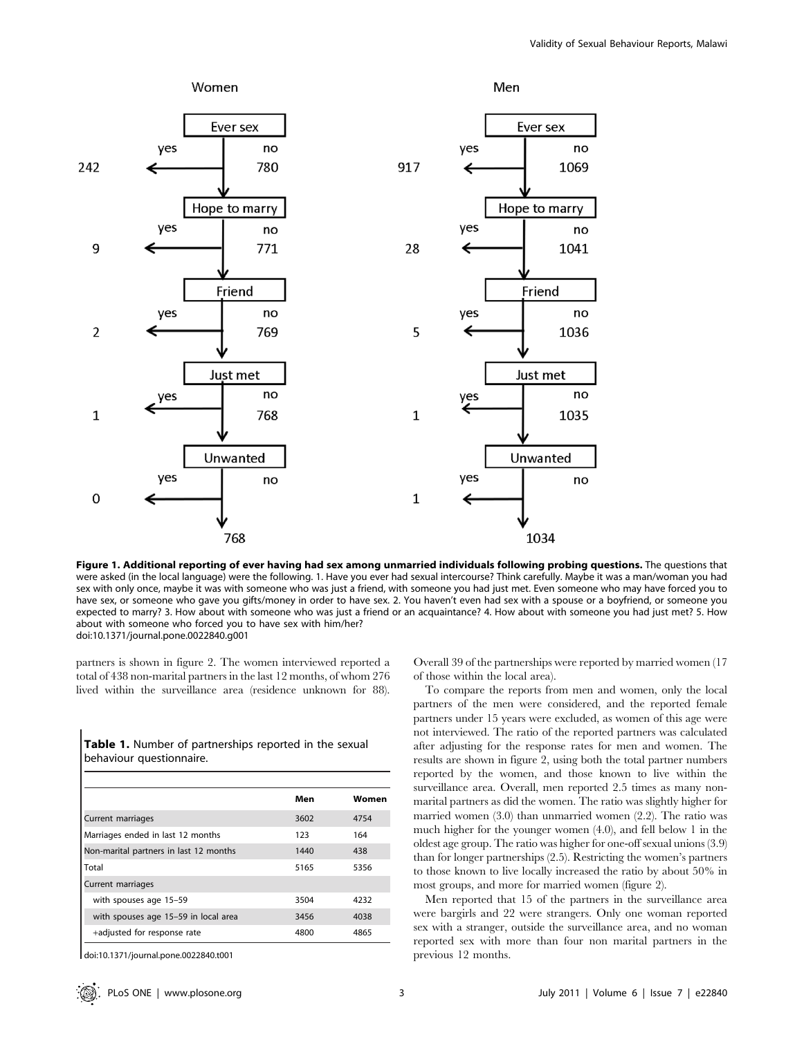**Figure 1. Additional reporting of ever having had sex among unmarried individuals following probing questions.** The questions that were asked (in the local language) were the following. 1. Have you ever had sexual intercourse? Think carefully. Maybe it was a man/woman you had sex with only once, maybe it was with someone who was just a friend, with someone you had just met. Even someone who may have forced you to have sex, or someone who gave you gifts/money in order to have sex. 2. You haven't even had sex with a spouse or a boyfriend, or someone you expected to marry? 3. How about with someone who was just a friend or an acquaintance? 4. How about with someone you had just met? 5. How about with someone who forced you to have sex with him/her?
doi:10.1371/journal.pone.0022840.g001

partners is shown in figure 2. The women interviewed reported a total of 438 non-marital partners in the last 12 months, of whom 276 lived within the surveillance area (residence unknown for 88).

**Table 1.** Number of partnerships reported in the sexual behaviour questionnaire.

| | Men | Women |
|---|---|---|
| Current marriages | 3602 | 4754 |
| Marriages ended in last 12 months | 123 | 164 |
| Non-marital partners in last 12 months | 1440 | 438 |
| Total | 5165 | 5356 |
| Current marriages | | |
| with spouses age 15–59 | 3504 | 4232 |
| with spouses age 15–59 in local area | 3456 | 4038 |
| +adjusted for response rate | 4800 | 4865 |

doi:10.1371/journal.pone.0022840.t001

Overall 39 of the partnerships were reported by married women (17 of those within the local area).

To compare the reports from men and women, only the local partners of the men were considered, and the reported female partners under 15 years were excluded, as women of this age were not interviewed. The ratio of the reported partners was calculated after adjusting for the response rates for men and women. The results are shown in figure 2, using both the total partner numbers reported by the women, and those known to live within the surveillance area. Overall, men reported 2.5 times as many non-marital partners as did the women. The ratio was slightly higher for married women (3.0) than unmarried women (2.2). The ratio was much higher for the younger women (4.0), and fell below 1 in the oldest age group. The ratio was higher for one-off sexual unions (3.9) than for longer partnerships (2.5). Restricting the women's partners to those known to live locally increased the ratio by about 50% in most groups, and more for married women (figure 2).

Men reported that 15 of the partners in the surveillance area were bargirls and 22 were strangers. Only one woman reported sex with a stranger, outside the surveillance area, and no woman reported sex with more than four non marital partners in the previous 12 months.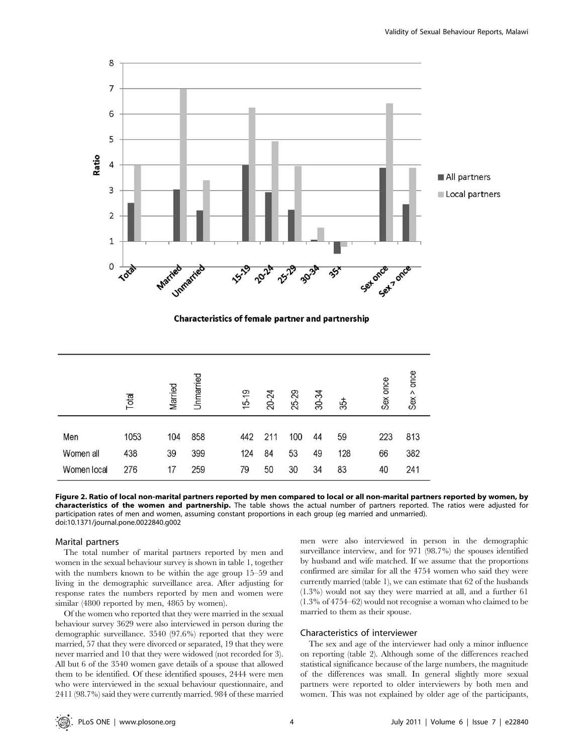| | Total | Married | Unmarried | 15-19 | 20-24 | 25-29 | 30-34 | 35+ | Sex once | Sex > once |
|---|---|---|---|---|---|---|---|---|---|---|
| Men | 1053 | 104 | 858 | 442 | 211 | 100 | 44 | 59 | 223 | 813 |
| Women all | 438 | 39 | 399 | 124 | 84 | 53 | 49 | 128 | 66 | 382 |
| Women local | 276 | 17 | 259 | 79 | 50 | 30 | 34 | 83 | 40 | 241 |

**Figure 2. Ratio of local non-marital partners reported by men compared to local or all non-marital partners reported by women, by characteristics of the women and partnership.** The table shows the actual number of partners reported. The ratios were adjusted for participation rates of men and women, assuming constant proportions in each group (eg married and unmarried).
doi:10.1371/journal.pone.0022840.g002

### Marital partners

The total number of marital partners reported by men and women in the sexual behaviour survey is shown in table 1, together with the numbers known to be within the age group 15–59 and living in the demographic surveillance area. After adjusting for response rates the numbers reported by men and women were similar (4800 reported by men, 4865 by women).

Of the women who reported that they were married in the sexual behaviour survey 3629 were also interviewed in person during the demographic surveillance. 3540 (97.6%) reported that they were married, 57 that they were divorced or separated, 19 that they were never married and 10 that they were widowed (not recorded for 3). All but 6 of the 3540 women gave details of a spouse that allowed them to be identified. Of these identified spouses, 2444 were men who were interviewed in the sexual behaviour questionnaire, and 2411 (98.7%) said they were currently married. 984 of these married men were also interviewed in person in the demographic surveillance interview, and for 971 (98.7%) the spouses identified by husband and wife matched. If we assume that the proportions confirmed are similar for all the 4754 women who said they were currently married (table 1), we can estimate that 62 of the husbands (1.3%) would not say they were married at all, and a further 61 (1.3% of 4754–62) would not recognise a woman who claimed to be married to them as their spouse.

### Characteristics of interviewer

The sex and age of the interviewer had only a minor influence on reporting (table 2). Although some of the differences reached statistical significance because of the large numbers, the magnitude of the differences was small. In general slightly more sexual partners were reported to older interviewers by both men and women. This was not explained by older age of the participants,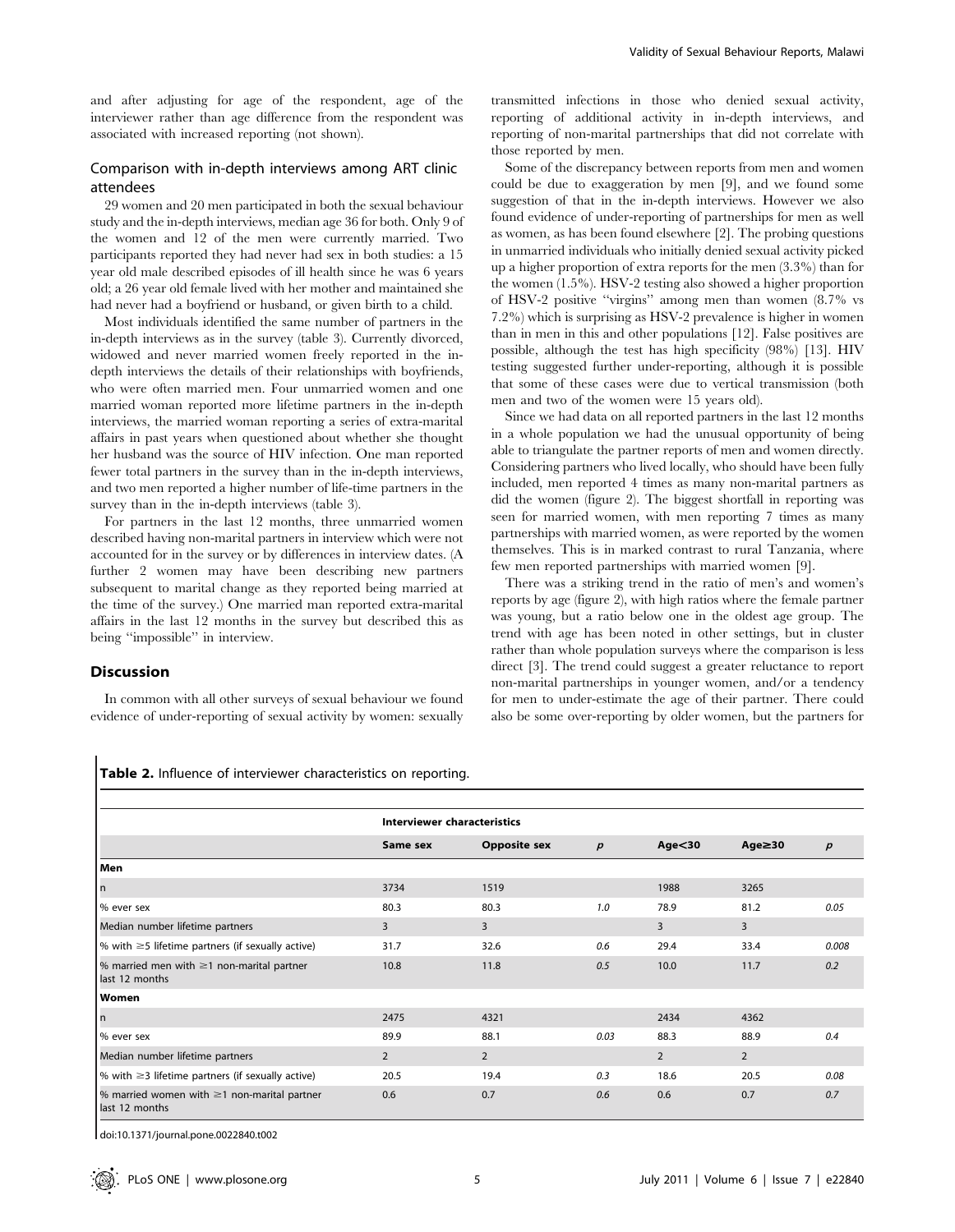and after adjusting for age of the respondent, age of the interviewer rather than age difference from the respondent was associated with increased reporting (not shown).

## Comparison with in-depth interviews among ART clinic attendees

29 women and 20 men participated in both the sexual behaviour study and the in-depth interviews, median age 36 for both. Only 9 of the women and 12 of the men were currently married. Two participants reported they had never had sex in both studies: a 15 year old male described episodes of ill health since he was 6 years old; a 26 year old female lived with her mother and maintained she had never had a boyfriend or husband, or given birth to a child.

Most individuals identified the same number of partners in the in-depth interviews as in the survey (table 3). Currently divorced, widowed and never married women freely reported in the in-depth interviews the details of their relationships with boyfriends, who were often married men. Four unmarried women and one married woman reported more lifetime partners in the in-depth interviews, the married woman reporting a series of extra-marital affairs in past years when questioned about whether she thought her husband was the source of HIV infection. One man reported fewer total partners in the survey than in the in-depth interviews, and two men reported a higher number of life-time partners in the survey than in the in-depth interviews (table 3).

For partners in the last 12 months, three unmarried women described having non-marital partners in interview which were not accounted for in the survey or by differences in interview dates. (A further 2 women may have been describing new partners subsequent to marital change as they reported being married at the time of the survey.) One married man reported extra-marital affairs in the last 12 months in the survey but described this as being "impossible" in interview.

## Discussion

In common with all other surveys of sexual behaviour we found evidence of under-reporting of sexual activity by women: sexually transmitted infections in those who denied sexual activity, reporting of additional activity in in-depth interviews, and reporting of non-marital partnerships that did not correlate with those reported by men.

Some of the discrepancy between reports from men and women could be due to exaggeration by men [9], and we found some suggestion of that in the in-depth interviews. However we also found evidence of under-reporting of partnerships for men as well as women, as has been found elsewhere [2]. The probing questions in unmarried individuals who initially denied sexual activity picked up a higher proportion of extra reports for the men (3.3%) than for the women (1.5%). HSV-2 testing also showed a higher proportion of HSV-2 positive "virgins" among men than women (8.7% vs 7.2%) which is surprising as HSV-2 prevalence is higher in women than in men in this and other populations [12]. False positives are possible, although the test has high specificity (98%) [13]. HIV testing suggested further under-reporting, although it is possible that some of these cases were due to vertical transmission (both men and two of the women were 15 years old).

Since we had data on all reported partners in the last 12 months in a whole population we had the unusual opportunity of being able to triangulate the partner reports of men and women directly. Considering partners who lived locally, who should have been fully included, men reported 4 times as many non-marital partners as did the women (figure 2). The biggest shortfall in reporting was seen for married women, with men reporting 7 times as many partnerships with married women, as were reported by the women themselves. This is in marked contrast to rural Tanzania, where few men reported partnerships with married women [9].

There was a striking trend in the ratio of men's and women's reports by age (figure 2), with high ratios where the female partner was young, but a ratio below one in the oldest age group. The trend with age has been noted in other settings, but in cluster rather than whole population surveys where the comparison is less direct [3]. The trend could suggest a greater reluctance to report non-marital partnerships in younger women, and/or a tendency for men to under-estimate the age of their partner. There could also be some over-reporting by older women, but the partners for

**Table 2.** Influence of interviewer characteristics on reporting.

| | Interviewer characteristics | | | | | |
|---|---|---|---|---|---|---|
| | Same sex | Opposite sex | *p* | Age<30 | Age≥30 | *p* |
| **Men** | | | | | | |
| n | 3734 | 1519 | | 1988 | 3265 | |
| % ever sex | 80.3 | 80.3 | *1.0* | 78.9 | 81.2 | *0.05* |
| Median number lifetime partners | 3 | 3 | | 3 | 3 | |
| % with ≥5 lifetime partners (if sexually active) | 31.7 | 32.6 | *0.6* | 29.4 | 33.4 | *0.008* |
| % married men with ≥1 non-marital partner last 12 months | 10.8 | 11.8 | *0.5* | 10.0 | 11.7 | *0.2* |
| **Women** | | | | | | |
| n | 2475 | 4321 | | 2434 | 4362 | |
| % ever sex | 89.9 | 88.1 | *0.03* | 88.3 | 88.9 | *0.4* |
| Median number lifetime partners | 2 | 2 | | 2 | 2 | |
| % with ≥3 lifetime partners (if sexually active) | 20.5 | 19.4 | *0.3* | 18.6 | 20.5 | *0.08* |
| % married women with ≥1 non-marital partner last 12 months | 0.6 | 0.7 | *0.6* | 0.6 | 0.7 | *0.7* |

doi:10.1371/journal.pone.0022840.t002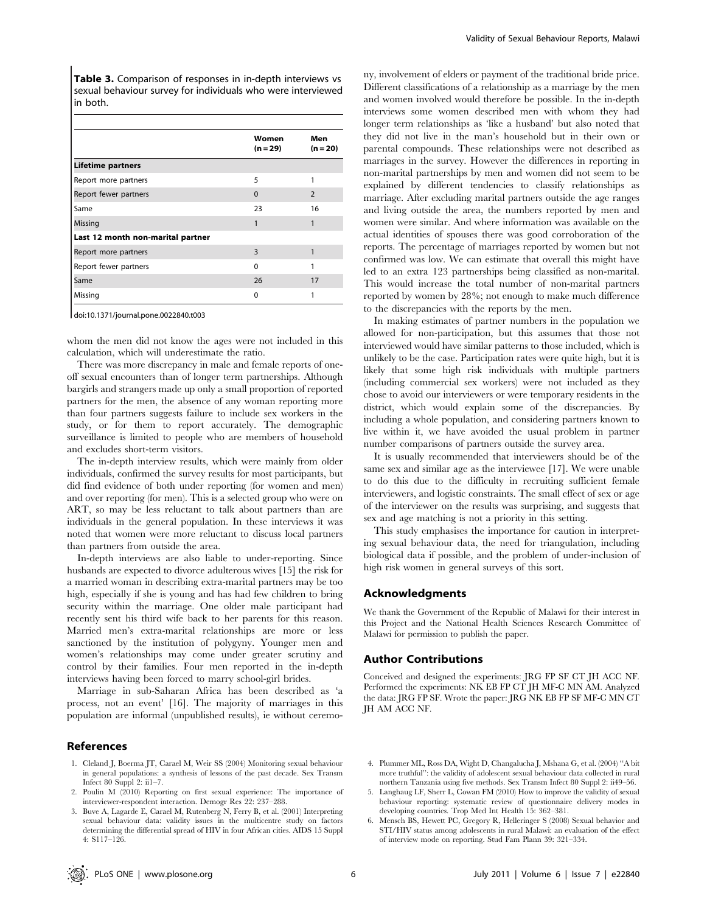**Table 3.** Comparison of responses in in-depth interviews vs sexual behaviour survey for individuals who were interviewed in both.

| | Women (n = 29) | Men (n = 20) |
|---|---|---|
| **Lifetime partners** | | |
| Report more partners | 5 | 1 |
| Report fewer partners | 0 | 2 |
| Same | 23 | 16 |
| Missing | 1 | 1 |
| **Last 12 month non-marital partner** | | |
| Report more partners | 3 | 1 |
| Report fewer partners | 0 | 1 |
| Same | 26 | 17 |
| Missing | 0 | 1 |

doi:10.1371/journal.pone.0022840.t003

whom the men did not know the ages were not included in this calculation, which will underestimate the ratio.

There was more discrepancy in male and female reports of one-off sexual encounters than of longer term partnerships. Although bargirls and strangers made up only a small proportion of reported partners for the men, the absence of any woman reporting more than four partners suggests failure to include sex workers in the study, or for them to report accurately. The demographic surveillance is limited to people who are members of household and excludes short-term visitors.

The in-depth interview results, which were mainly from older individuals, confirmed the survey results for most participants, but did find evidence of both under reporting (for women and men) and over reporting (for men). This is a selected group who were on ART, so may be less reluctant to talk about partners than are individuals in the general population. In these interviews it was noted that women were more reluctant to discuss local partners than partners from outside the area.

In-depth interviews are also liable to under-reporting. Since husbands are expected to divorce adulterous wives [15] the risk for a married woman in describing extra-marital partners may be too high, especially if she is young and has had few children to bring security within the marriage. One older male participant had recently sent his third wife back to her parents for this reason. Married men's extra-marital relationships are more or less sanctioned by the institution of polygyny. Younger men and women's relationships may come under greater scrutiny and control by their families. Four men reported in the in-depth interviews having been forced to marry school-girl brides.

Marriage in sub-Saharan Africa has been described as 'a process, not an event' [16]. The majority of marriages in this population are informal (unpublished results), ie without ceremony, involvement of elders or payment of the traditional bride price. Different classifications of a relationship as a marriage by the men and women involved would therefore be possible. In the in-depth interviews some women described men with whom they had longer term relationships as 'like a husband' but also noted that they did not live in the man's household but in their own or parental compounds. These relationships were not described as marriages in the survey. However the differences in reporting in non-marital partnerships by men and women did not seem to be explained by different tendencies to classify relationships as marriage. After excluding marital partners outside the age ranges and living outside the area, the numbers reported by men and women were similar. And where information was available on the actual identities of spouses there was good corroboration of the reports. The percentage of marriages reported by women but not confirmed was low. We can estimate that overall this might have led to an extra 123 partnerships being classified as non-marital. This would increase the total number of non-marital partners reported by women by 28%; not enough to make much difference to the discrepancies with the reports by the men.

In making estimates of partner numbers in the population we allowed for non-participation, but this assumes that those not interviewed would have similar patterns to those included, which is unlikely to be the case. Participation rates were quite high, but it is likely that some high risk individuals with multiple partners (including commercial sex workers) were not included as they chose to avoid our interviewers or were temporary residents in the district, which would explain some of the discrepancies. By including a whole population, and considering partners known to live within it, we have avoided the usual problem in partner number comparisons of partners outside the survey area.

It is usually recommended that interviewers should be of the same sex and similar age as the interviewee [17]. We were unable to do this due to the difficulty in recruiting sufficient female interviewers, and logistic constraints. The small effect of sex or age of the interviewer on the results was surprising, and suggests that sex and age matching is not a priority in this setting.

This study emphasises the importance for caution in interpreting sexual behaviour data, the need for triangulation, including biological data if possible, and the problem of under-inclusion of high risk women in general surveys of this sort.

## Acknowledgments

We thank the Government of the Republic of Malawi for their interest in this Project and the National Health Sciences Research Committee of Malawi for permission to publish the paper.

## Author Contributions

Conceived and designed the experiments: JRG FP SF CT JH ACC NF. Performed the experiments: NK EB FP CT JH MF-C MN AM. Analyzed the data: JRG FP SF. Wrote the paper: JRG NK EB FP SF MF-C MN CT JH AM ACC NF.

## References

1. Cleland J, Boerma JT, Carael M, Weir SS (2004) Monitoring sexual behaviour in general populations: a synthesis of lessons of the past decade. Sex Transm Infect 80 Suppl 2: ii1–7.
2. Poulin M (2010) Reporting on first sexual experience: The importance of interviewer-respondent interaction. Demogr Res 22: 237–288.
3. Buve A, Lagarde E, Carael M, Rutenberg N, Ferry B, et al. (2001) Interpreting sexual behaviour data: validity issues in the multicentre study on factors determining the differential spread of HIV in four African cities. AIDS 15 Suppl 4: S117–126.
4. Plummer ML, Ross DA, Wight D, Changalucha J, Mshana G, et al. (2004) "A bit more truthful": the validity of adolescent sexual behaviour data collected in rural northern Tanzania using five methods. Sex Transm Infect 80 Suppl 2: ii49–56.
5. Langhaug LF, Sherr L, Cowan FM (2010) How to improve the validity of sexual behaviour reporting: systematic review of questionnaire delivery modes in developing countries. Trop Med Int Health 15: 362–381.
6. Mensch BS, Hewett PC, Gregory R, Helleringer S (2008) Sexual behavior and STI/HIV status among adolescents in rural Malawi: an evaluation of the effect of interview mode on reporting. Stud Fam Plann 39: 321–334.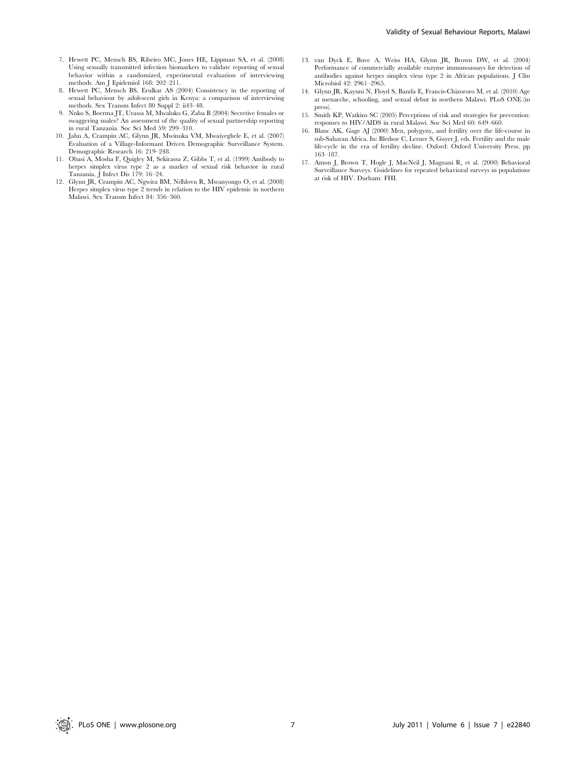7. Hewett PC, Mensch BS, Ribeiro MC, Jones HE, Lippman SA, et al. (2008) Using sexually transmitted infection biomarkers to validate reporting of sexual behavior within a randomized, experimental evaluation of interviewing methods. Am J Epidemiol 168: 202–211.
8. Hewett PC, Mensch BS, Erulkar AS (2004) Consistency in the reporting of sexual behaviour by adolescent girls in Kenya: a comparison of interviewing methods. Sex Transm Infect 80 Suppl 2: ii43–48.
9. Nnko S, Boerma JT, Urassa M, Mwaluko G, Zaba B (2004) Secretive females or swaggering males? An assessment of the quality of sexual partnership reporting in rural Tanzania. Soc Sci Med 59: 299–310.
10. Jahn A, Crampin AC, Glynn JR, Mwinuka VM, Mwaiyeghele E, et al. (2007) Evaluation of a Village-Informant Driven Demographic Surveillance System. Demographic Research 16: 219–248.
11. Obasi A, Mosha F, Quigley M, Sekirassa Z, Gibbs T, et al. (1999) Antibody to herpes simplex virus type 2 as a marker of sexual risk behavior in rural Tanzania. J Infect Dis 179: 16–24.
12. Glynn JR, Crampin AC, Ngwira BM, Ndhlovu R, Mwanyongo O, et al. (2008) Herpes simplex virus type 2 trends in relation to the HIV epidemic in northern Malawi. Sex Transm Infect 84: 356–360.
13. van Dyck E, Buve A, Weiss HA, Glynn JR, Brown DW, et al. (2004) Performance of commercially available enzyme immunoassays for detection of antibodies against herpes simplex virus type 2 in African populations. J Clin Microbiol 42: 2961–2965.
14. Glynn JR, Kayuni N, Floyd S, Banda E, Francis-Chizororo M, et al. (2010) Age at menarche, schooling, and sexual debut in northern Malawi. PLoS ONE (in press).
15. Smith KP, Watkins SC (2005) Perceptions of risk and strategies for prevention: responses to HIV/AIDS in rural Malawi. Soc Sci Med 60: 649–660.
16. Blanc AK, Gage AJ (2000) Men, polygyny, and fertility over the life-course in sub-Saharan Africa. In: Bledsoe C, Lerner S, Guyer J, eds. Fertility and the male life-cycle in the era of fertility decline. Oxford: Oxford University Press. pp 163–187.
17. Amon J, Brown T, Hogle J, MacNeil J, Magnani R, et al. (2000) Behavioral Surveillance Surveys. Guidelines for repeated behavioral surveys in populations at risk of HIV. Durham: FHI.